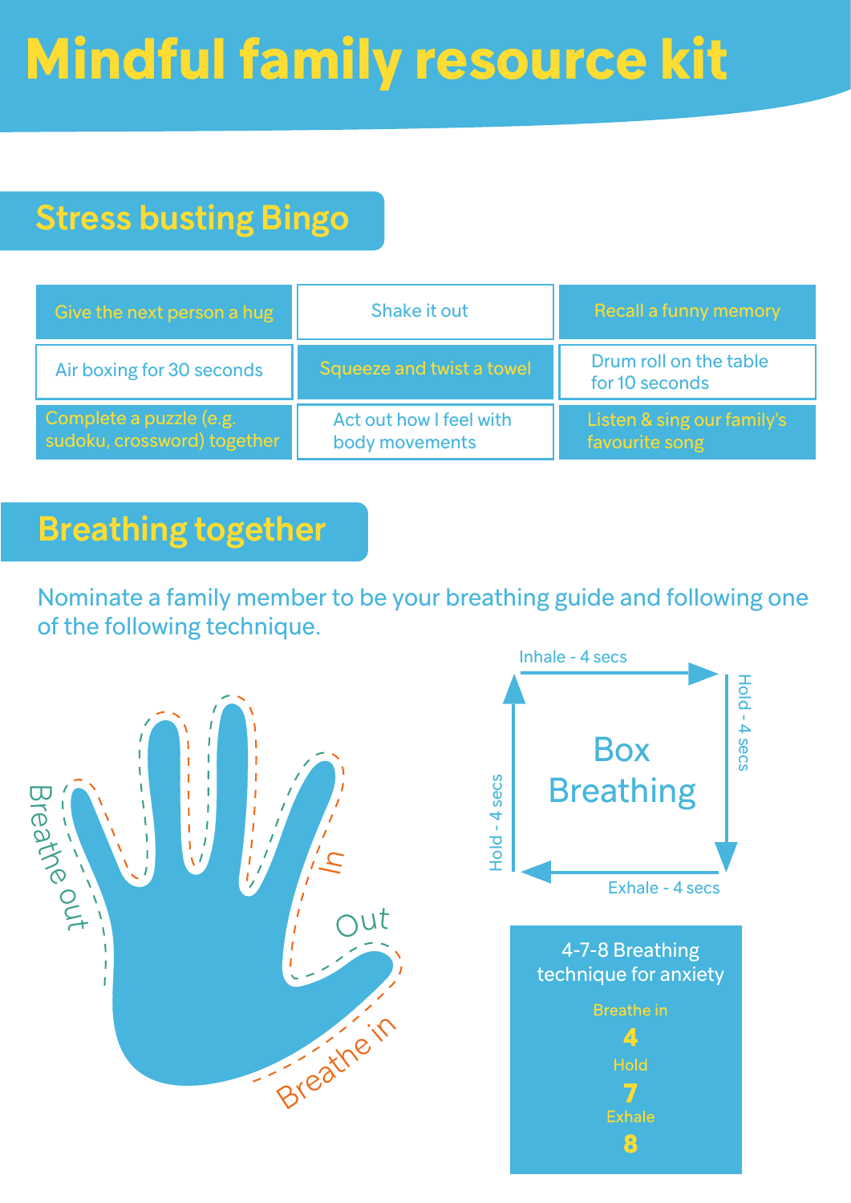# Mindful family resource kit

## Stress busting Bingo

| Give the next person a hug | Shake it out | Recall a funny memory |
| --- | --- | --- |
| Air boxing for 30 seconds | Squeeze and twist a towel | Drum roll on the table for 10 seconds |
| Complete a puzzle (e.g. sudoku, crossword) together | Act out how I feel with body movements | Listen & sing our family's favourite song |

## Breathing together

Nominate a family member to be your breathing guide and following one of the following technique.

Breathe out

In

Out

Breathe in

Inhale - 4 secs

Hold - 4 secs

Box Breathing

Exhale - 4 secs

Hold - 4 secs

4-7-8 Breathing technique for anxiety

Breathe in
**4**
Hold
**7**
Exhale
**8**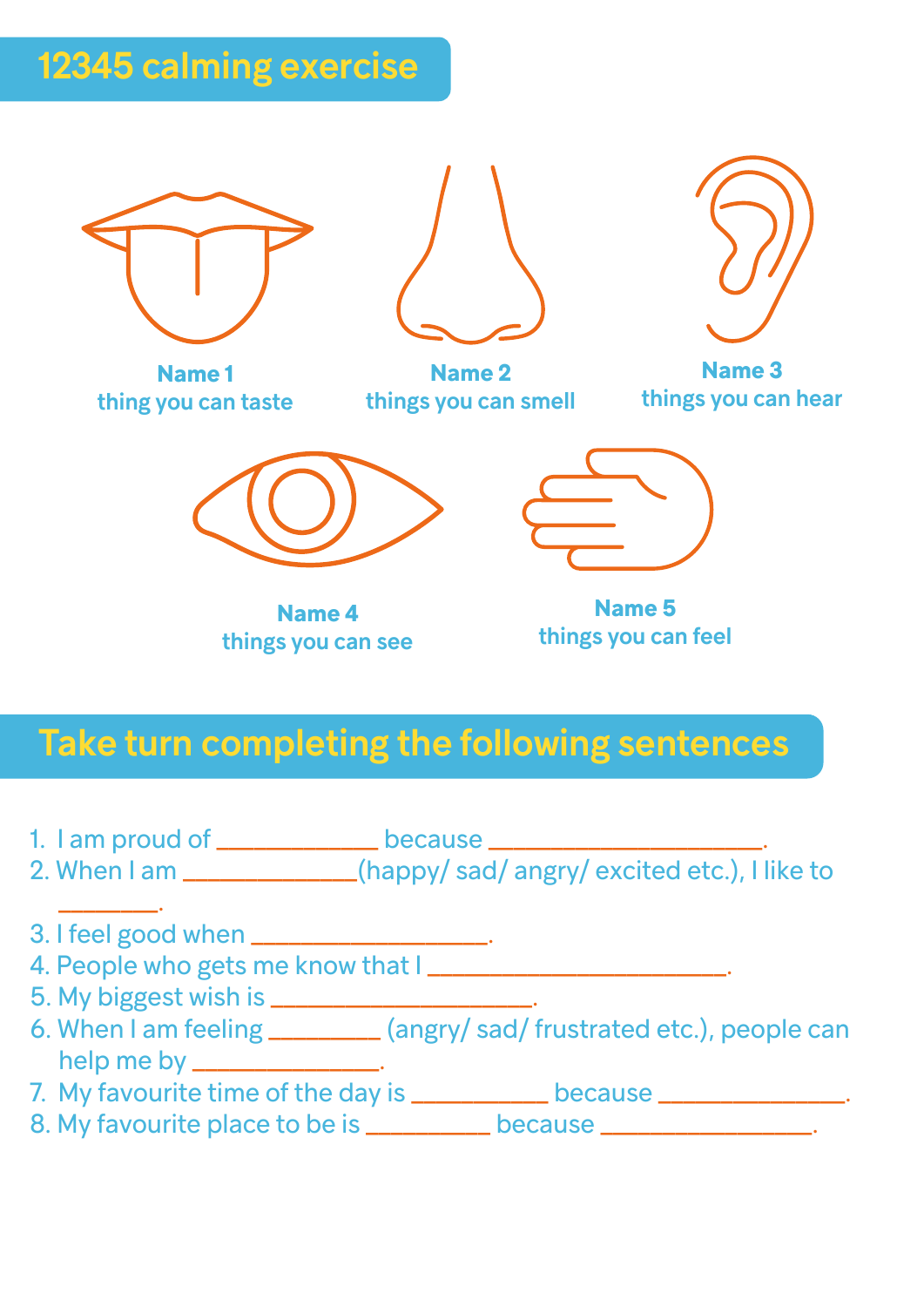## 12345 calming exercise

**Name 1**
thing you can taste

**Name 2**
things you can smell

**Name 3**
things you can hear

**Name 4**
things you can see

**Name 5**
things you can feel

## Take turn completing the following sentences

1. I am proud of ____________ because ____________________.
2. When I am _____________(happy/ sad/ angry/ excited etc.), I like to _______.
3. I feel good when _________________.
4. People who gets me know that I ______________________.
5. My biggest wish is ___________________.
6. When I am feeling ________ (angry/ sad/ frustrated etc.), people can help me by ______________.
7. My favourite time of the day is __________ because ______________.
8. My favourite place to be is _________ because ________________.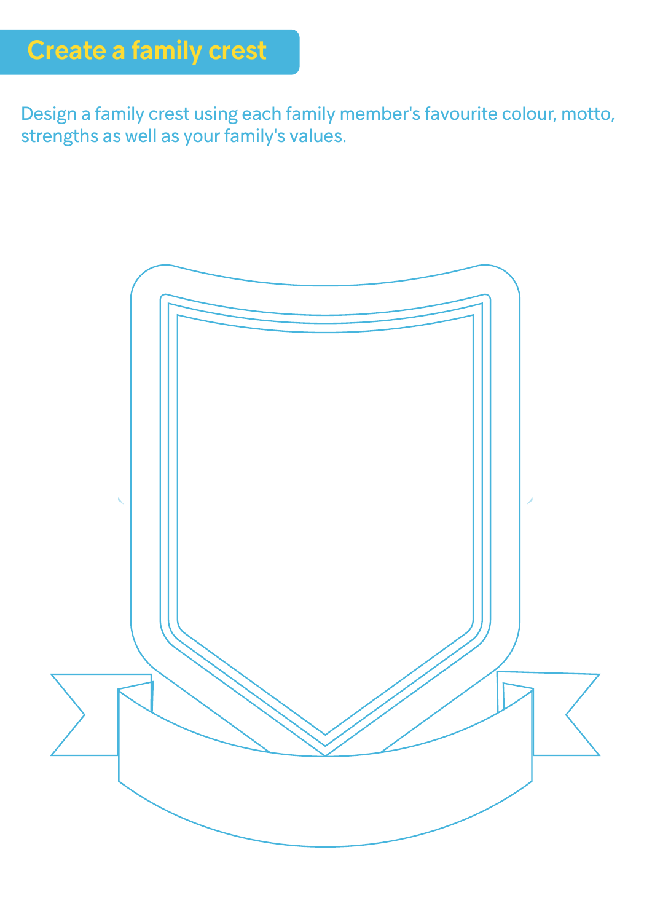# Create a family crest

Design a family crest using each family member's favourite colour, motto, strengths as well as your family's values.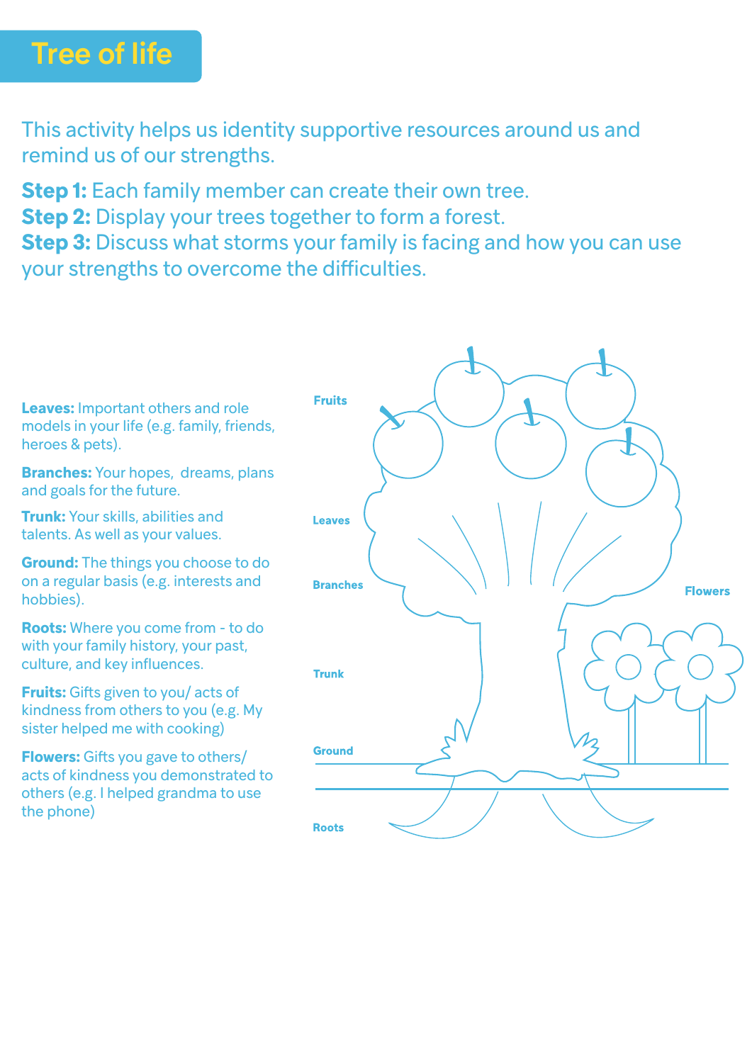# Tree of life

This activity helps us identity supportive resources around us and remind us of our strengths.

**Step 1:** Each family member can create their own tree.
**Step 2:** Display your trees together to form a forest.
**Step 3:** Discuss what storms your family is facing and how you can use your strengths to overcome the difficulties.

**Leaves:** Important others and role models in your life (e.g. family, friends, heroes & pets).

**Branches:** Your hopes, dreams, plans and goals for the future.

**Trunk:** Your skills, abilities and talents. As well as your values.

**Ground:** The things you choose to do on a regular basis (e.g. interests and hobbies).

**Roots:** Where you come from - to do with your family history, your past, culture, and key influences.

**Fruits:** Gifts given to you/ acts of kindness from others to you (e.g. My sister helped me with cooking)

**Flowers:** Gifts you gave to others/ acts of kindness you demonstrated to others (e.g. I helped grandma to use the phone)

Fruits

Leaves

Branches

Flowers

Trunk

Ground

Roots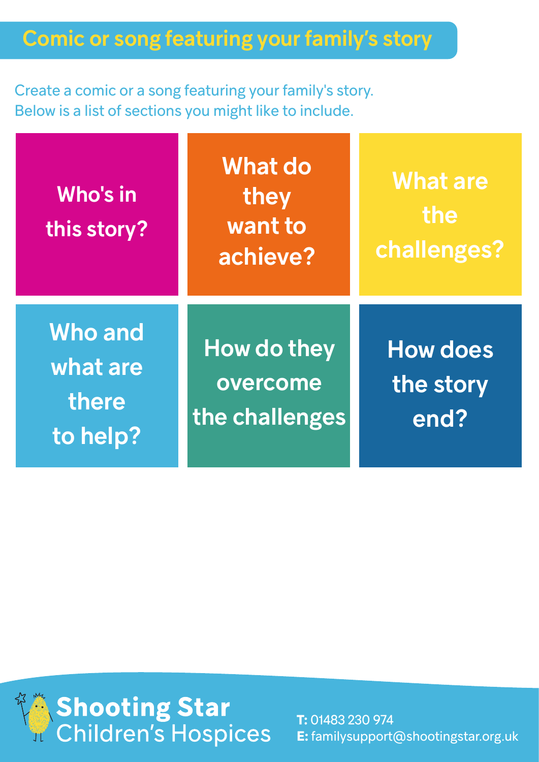# Comic or song featuring your family's story

Create a comic or a song featuring your family's story.
Below is a list of sections you might like to include.

- Who's in this story?
- What do they want to achieve?
- What are the challenges?
- Who and what are there to help?
- How do they overcome the challenges
- How does the story end?

**Shooting Star** Children's Hospices

**T:** 01483 230 974
**E:** familysupport@shootingstar.org.uk